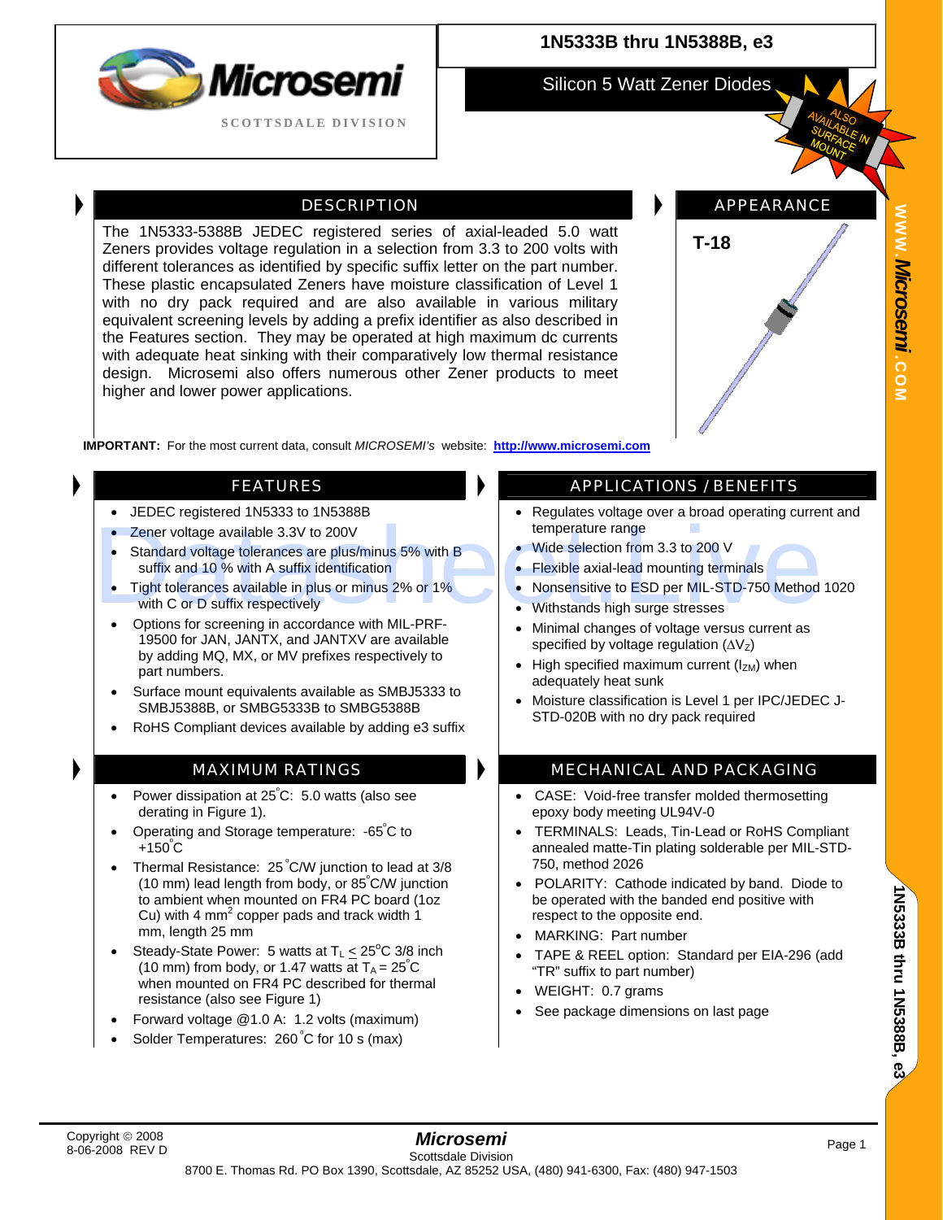# 1N5333B thru 1N5388B, e3

## Silicon 5 Watt Zener Diodes

ALSO AVAILABLE IN SURFACE MOUNT

## DESCRIPTION

The 1N5333-5388B JEDEC registered series of axial-leaded 5.0 watt Zeners provides voltage regulation in a selection from 3.3 to 200 volts with different tolerances as identified by specific suffix letter on the part number. These plastic encapsulated Zeners have moisture classification of Level 1 with no dry pack required and are also available in various military equivalent screening levels by adding a prefix identifier as also described in the Features section. They may be operated at high maximum dc currents with adequate heat sinking with their comparatively low thermal resistance design. Microsemi also offers numerous other Zener products to meet higher and lower power applications.

## APPEARANCE

**T-18**

**IMPORTANT:** For the most current data, consult *MICROSEMI's* website: **http://www.microsemi.com**

## FEATURES

- JEDEC registered 1N5333 to 1N5388B
- Zener voltage available 3.3V to 200V
- Standard voltage tolerances are plus/minus 5% with B suffix and 10 % with A suffix identification
- Tight tolerances available in plus or minus 2% or 1% with C or D suffix respectively
- Options for screening in accordance with MIL-PRF-19500 for JAN, JANTX, and JANTXV are available by adding MQ, MX, or MV prefixes respectively to part numbers.
- Surface mount equivalents available as SMBJ5333 to SMBJ5388B, or SMBG5333B to SMBG5388B
- RoHS Compliant devices available by adding e3 suffix

## APPLICATIONS / BENEFITS

- Regulates voltage over a broad operating current and temperature range
- Wide selection from 3.3 to 200 V
- Flexible axial-lead mounting terminals
- Nonsensitive to ESD per MIL-STD-750 Method 1020
- Withstands high surge stresses
- Minimal changes of voltage versus current as specified by voltage regulation ($\Delta V_Z$)
- High specified maximum current ($I_{ZM}$) when adequately heat sunk
- Moisture classification is Level 1 per IPC/JEDEC J-STD-020B with no dry pack required

## MAXIMUM RATINGS

- Power dissipation at 25°C: 5.0 watts (also see derating in Figure 1).
- Operating and Storage temperature: -65°C to +150°C
- Thermal Resistance: 25°C/W junction to lead at 3/8 (10 mm) lead length from body, or 85°C/W junction to ambient when mounted on FR4 PC board (1oz Cu) with 4 $mm^2$ copper pads and track width 1 mm, length 25 mm
- Steady-State Power: 5 watts at $T_L \leq 25°C$ 3/8 inch (10 mm) from body, or 1.47 watts at $T_A = 25°C$ when mounted on FR4 PC described for thermal resistance (also see Figure 1)
- Forward voltage @1.0 A: 1.2 volts (maximum)
- Solder Temperatures: 260°C for 10 s (max)

## MECHANICAL AND PACKAGING

- CASE: Void-free transfer molded thermosetting epoxy body meeting UL94V-0
- TERMINALS: Leads, Tin-Lead or RoHS Compliant annealed matte-Tin plating solderable per MIL-STD-750, method 2026
- POLARITY: Cathode indicated by band. Diode to be operated with the banded end positive with respect to the opposite end.
- MARKING: Part number
- TAPE & REEL option: Standard per EIA-296 (add "TR" suffix to part number)
- WEIGHT: 0.7 grams
- See package dimensions on last page

Copyright © 2008
8-06-2008 REV D

**Microsemi**
Scottsdale Division
8700 E. Thomas Rd. PO Box 1390, Scottsdale, AZ 85252 USA, (480) 941-6300, Fax: (480) 947-1503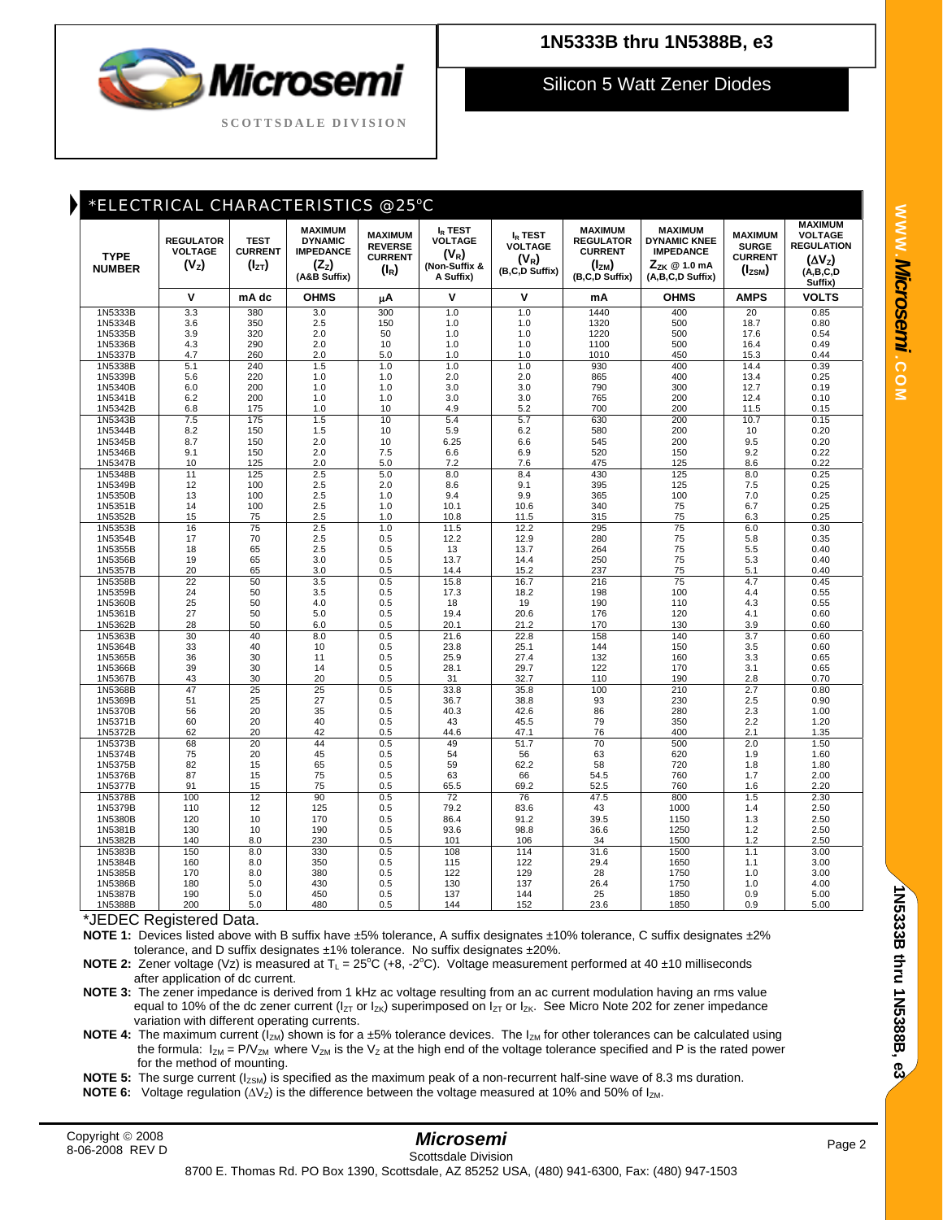# 1N5333B thru 1N5388B, e3

## Silicon 5 Watt Zener Diodes

## *ELECTRICAL CHARACTERISTICS @25°C

| TYPE NUMBER | REGULATOR VOLTAGE ($V_Z$) | TEST CURRENT ($I_{ZT}$) | MAXIMUM DYNAMIC IMPEDANCE ($Z_Z$) (A&B Suffix) | MAXIMUM REVERSE CURRENT ($I_R$) | $I_R$ TEST VOLTAGE ($V_R$) (Non-Suffix & A Suffix) | $I_R$ TEST VOLTAGE ($V_R$) (B,C,D Suffix) | MAXIMUM REGULATOR CURRENT ($I_{ZM}$) (B,C,D Suffix) | MAXIMUM DYNAMIC KNEE IMPEDANCE $Z_{ZK}$ @ 1.0 mA (A,B,C,D Suffix) | MAXIMUM SURGE CURRENT ($I_{ZSM}$) | MAXIMUM VOLTAGE REGULATION ($\Delta V_Z$) (A,B,C,D Suffix) |
|---|---|---|---|---|---|---|---|---|---|---|
| | V | mA dc | OHMS | µA | V | V | mA | OHMS | AMPS | VOLTS |
| 1N5333B | 3.3 | 380 | 3.0 | 300 | 1.0 | 1.0 | 1440 | 400 | 20 | 0.85 |
| 1N5334B | 3.6 | 350 | 2.5 | 150 | 1.0 | 1.0 | 1320 | 500 | 18.7 | 0.80 |
| 1N5335B | 3.9 | 320 | 2.0 | 50 | 1.0 | 1.0 | 1220 | 500 | 17.6 | 0.54 |
| 1N5336B | 4.3 | 290 | 2.0 | 10 | 1.0 | 1.0 | 1100 | 500 | 16.4 | 0.49 |
| 1N5337B | 4.7 | 260 | 2.0 | 5.0 | 1.0 | 1.0 | 1010 | 450 | 15.3 | 0.44 |
| 1N5338B | 5.1 | 240 | 1.5 | 1.0 | 1.0 | 1.0 | 930 | 400 | 14.4 | 0.39 |
| 1N5339B | 5.6 | 220 | 1.0 | 1.0 | 2.0 | 2.0 | 865 | 400 | 13.4 | 0.25 |
| 1N5340B | 6.0 | 200 | 1.0 | 1.0 | 3.0 | 3.0 | 790 | 300 | 12.7 | 0.19 |
| 1N5341B | 6.2 | 200 | 1.0 | 1.0 | 3.0 | 3.0 | 765 | 200 | 12.4 | 0.10 |
| 1N5342B | 6.8 | 175 | 1.0 | 10 | 4.9 | 5.2 | 700 | 200 | 11.5 | 0.15 |
| 1N5343B | 7.5 | 175 | 1.5 | 10 | 5.4 | 5.7 | 630 | 200 | 10.7 | 0.15 |
| 1N5344B | 8.2 | 150 | 1.5 | 10 | 5.9 | 6.2 | 580 | 200 | 10 | 0.20 |
| 1N5345B | 8.7 | 150 | 2.0 | 10 | 6.25 | 6.6 | 545 | 200 | 9.5 | 0.20 |
| 1N5346B | 9.1 | 150 | 2.0 | 7.5 | 6.6 | 6.9 | 520 | 150 | 9.2 | 0.22 |
| 1N5347B | 10 | 125 | 2.0 | 5.0 | 7.2 | 7.6 | 475 | 125 | 8.6 | 0.22 |
| 1N5348B | 11 | 125 | 2.5 | 5.0 | 8.0 | 8.4 | 430 | 125 | 8.0 | 0.25 |
| 1N5349B | 12 | 100 | 2.5 | 2.0 | 8.6 | 9.1 | 395 | 125 | 7.5 | 0.25 |
| 1N5350B | 13 | 100 | 2.5 | 1.0 | 9.4 | 9.9 | 365 | 100 | 7.0 | 0.25 |
| 1N5351B | 14 | 100 | 2.5 | 1.0 | 10.1 | 10.6 | 340 | 75 | 6.7 | 0.25 |
| 1N5352B | 15 | 75 | 2.5 | 1.0 | 10.8 | 11.5 | 315 | 75 | 6.3 | 0.25 |
| 1N5353B | 16 | 75 | 2.5 | 1.0 | 11.5 | 12.2 | 295 | 75 | 6.0 | 0.30 |
| 1N5354B | 17 | 70 | 2.5 | 0.5 | 12.2 | 12.9 | 280 | 75 | 5.8 | 0.35 |
| 1N5355B | 18 | 65 | 2.5 | 0.5 | 13 | 13.7 | 264 | 75 | 5.5 | 0.40 |
| 1N5356B | 19 | 65 | 3.0 | 0.5 | 13.7 | 14.4 | 250 | 75 | 5.3 | 0.40 |
| 1N5357B | 20 | 65 | 3.0 | 0.5 | 14.4 | 15.2 | 237 | 75 | 5.1 | 0.40 |
| 1N5358B | 22 | 50 | 3.5 | 0.5 | 15.8 | 16.7 | 216 | 75 | 4.7 | 0.45 |
| 1N5359B | 24 | 50 | 3.5 | 0.5 | 17.3 | 18.2 | 198 | 100 | 4.4 | 0.55 |
| 1N5360B | 25 | 50 | 4.0 | 0.5 | 18 | 19 | 190 | 110 | 4.3 | 0.55 |
| 1N5361B | 27 | 50 | 5.0 | 0.5 | 19.4 | 20.6 | 176 | 120 | 4.1 | 0.60 |
| 1N5362B | 28 | 50 | 6.0 | 0.5 | 20.1 | 21.2 | 170 | 130 | 3.9 | 0.60 |
| 1N5363B | 30 | 40 | 8.0 | 0.5 | 21.6 | 22.8 | 158 | 140 | 3.7 | 0.60 |
| 1N5364B | 33 | 40 | 10 | 0.5 | 23.8 | 25.1 | 144 | 150 | 3.5 | 0.60 |
| 1N5365B | 36 | 30 | 11 | 0.5 | 25.9 | 27.4 | 132 | 160 | 3.3 | 0.65 |
| 1N5366B | 39 | 30 | 14 | 0.5 | 28.1 | 29.7 | 122 | 170 | 3.1 | 0.65 |
| 1N5367B | 43 | 30 | 20 | 0.5 | 31 | 32.7 | 110 | 190 | 2.8 | 0.70 |
| 1N5368B | 47 | 25 | 25 | 0.5 | 33.8 | 35.8 | 100 | 210 | 2.7 | 0.80 |
| 1N5369B | 51 | 25 | 27 | 0.5 | 36.7 | 38.8 | 93 | 230 | 2.5 | 0.90 |
| 1N5370B | 56 | 20 | 35 | 0.5 | 40.3 | 42.6 | 86 | 280 | 2.3 | 1.00 |
| 1N5371B | 60 | 20 | 40 | 0.5 | 43 | 45.5 | 79 | 350 | 2.2 | 1.20 |
| 1N5372B | 62 | 20 | 42 | 0.5 | 44.6 | 47.1 | 76 | 400 | 2.1 | 1.35 |
| 1N5373B | 68 | 20 | 44 | 0.5 | 49 | 51.7 | 70 | 500 | 2.0 | 1.50 |
| 1N5374B | 75 | 20 | 45 | 0.5 | 54 | 56 | 63 | 620 | 1.9 | 1.60 |
| 1N5375B | 82 | 15 | 65 | 0.5 | 59 | 62.2 | 58 | 720 | 1.8 | 1.80 |
| 1N5376B | 87 | 15 | 75 | 0.5 | 63 | 66 | 54.5 | 760 | 1.7 | 2.00 |
| 1N5377B | 91 | 15 | 75 | 0.5 | 65.5 | 69.2 | 52.5 | 760 | 1.6 | 2.20 |
| 1N5378B | 100 | 12 | 90 | 0.5 | 72 | 76 | 47.5 | 800 | 1.5 | 2.30 |
| 1N5379B | 110 | 12 | 125 | 0.5 | 79.2 | 83.6 | 43 | 1000 | 1.4 | 2.50 |
| 1N5380B | 120 | 10 | 170 | 0.5 | 86.4 | 91.2 | 39.5 | 1150 | 1.3 | 2.50 |
| 1N5381B | 130 | 10 | 190 | 0.5 | 93.6 | 98.8 | 36.6 | 1250 | 1.2 | 2.50 |
| 1N5382B | 140 | 8.0 | 230 | 0.5 | 101 | 106 | 34 | 1500 | 1.2 | 2.50 |
| 1N5383B | 150 | 8.0 | 330 | 0.5 | 108 | 114 | 31.6 | 1500 | 1.1 | 3.00 |
| 1N5384B | 160 | 8.0 | 350 | 0.5 | 115 | 122 | 29.4 | 1650 | 1.1 | 3.00 |
| 1N5385B | 170 | 8.0 | 380 | 0.5 | 122 | 129 | 28 | 1750 | 1.0 | 3.00 |
| 1N5386B | 180 | 5.0 | 430 | 0.5 | 130 | 137 | 26.4 | 1750 | 1.0 | 4.00 |
| 1N5387B | 190 | 5.0 | 450 | 0.5 | 137 | 144 | 25 | 1850 | 0.9 | 5.00 |
| 1N5388B | 200 | 5.0 | 480 | 0.5 | 144 | 152 | 23.6 | 1850 | 0.9 | 5.00 |

*JEDEC Registered Data.

**NOTE 1:** Devices listed above with B suffix have ±5% tolerance, A suffix designates ±10% tolerance, C suffix designates ±2% tolerance, and D suffix designates ±1% tolerance. No suffix designates ±20%.

**NOTE 2:** Zener voltage (Vz) is measured at $T_L$ = 25°C (+8, -2°C). Voltage measurement performed at 40 ±10 milliseconds after application of dc current.

**NOTE 3:** The zener impedance is derived from 1 kHz ac voltage resulting from an ac current modulation having an rms value equal to 10% of the dc zener current ($I_{ZT}$ or $I_{ZK}$) superimposed on $I_{ZT}$ or $I_{ZK}$. See Micro Note 202 for zener impedance variation with different operating currents.

**NOTE 4:** The maximum current ($I_{ZM}$) shown is for a ±5% tolerance devices. The $I_{ZM}$ for other tolerances can be calculated using the formula: $I_{ZM} = P/V_{ZM}$ where $V_{ZM}$ is the $V_Z$ at the high end of the voltage tolerance specified and P is the rated power for the method of mounting.

**NOTE 5:** The surge current ($I_{ZSM}$) is specified as the maximum peak of a non-recurrent half-sine wave of 8.3 ms duration.

**NOTE 6:** Voltage regulation ($\Delta V_Z$) is the difference between the voltage measured at 10% and 50% of $I_{ZM}$.

Copyright © 2008
8-06-2008 REV D

*Microsemi*
Scottsdale Division
8700 E. Thomas Rd. PO Box 1390, Scottsdale, AZ 85252 USA, (480) 941-6300, Fax: (480) 947-1503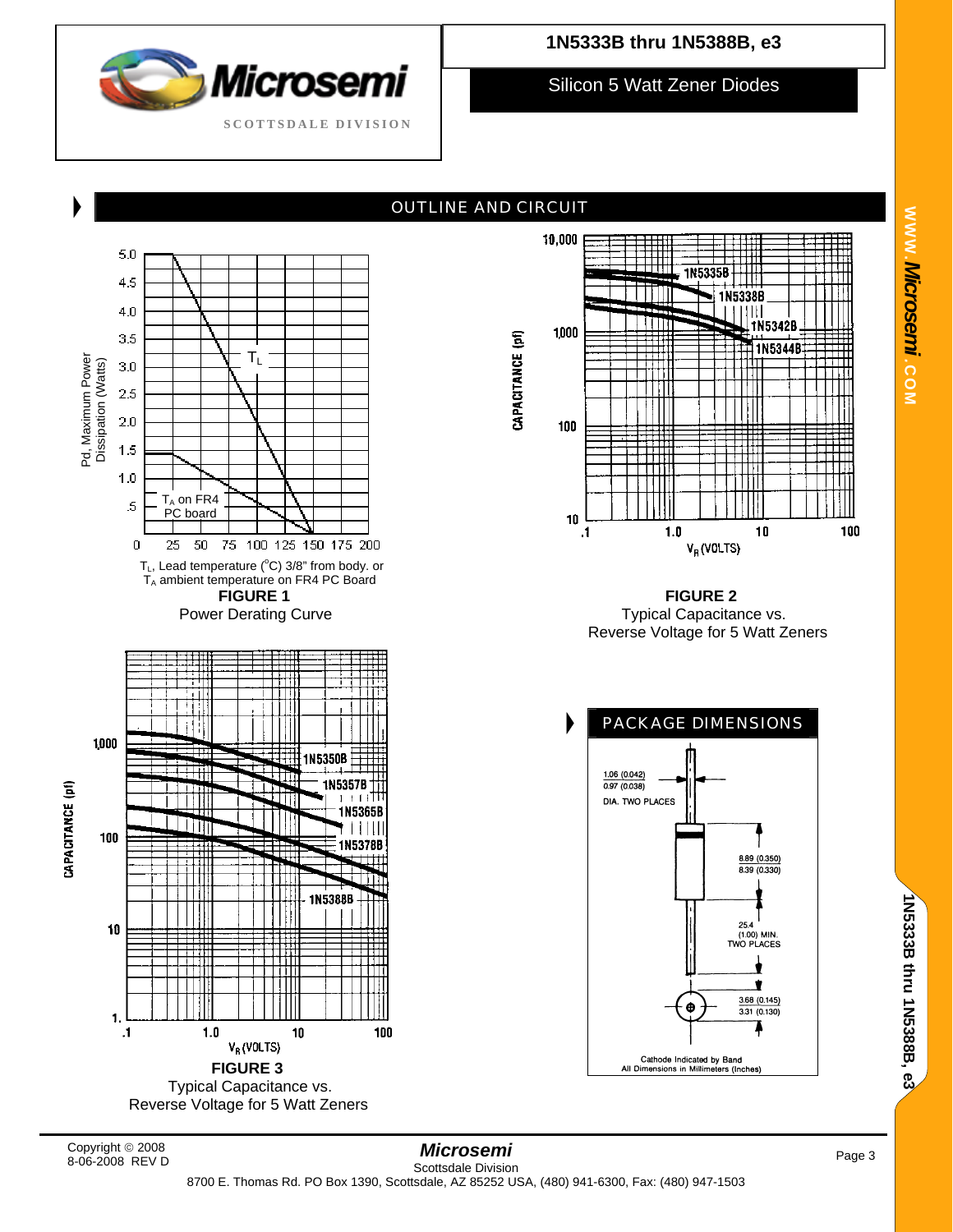# 1N5333B thru 1N5388B, e3

Silicon 5 Watt Zener Diodes

## OUTLINE AND CIRCUIT

Pd, Maximum Power Dissipation (Watts)

5.0
4.5
4.0
3.5
3.0
2.5
2.0
1.5
1.0
.5
0

$T_L$

$T_A$ on FR4 PC board

0 25 50 75 100 125 150 175 200

$T_L$, Lead temperature (°C) 3/8" from body. or $T_A$ ambient temperature on FR4 PC Board

**FIGURE 1**
Power Derating Curve

CAPACITANCE (pf)

10,000
1,000
100
10

1N5335B
1N5338B
1N5342B
1N5344B

.1 1.0 10 100

$V_R$ (VOLTS)

**FIGURE 2**
Typical Capacitance vs.
Reverse Voltage for 5 Watt Zeners

CAPACITANCE (pf)

1,000
100
10
1.

1N5350B
1N5357B
1N5365B
1N5378B
1N5388B

.1 1.0 10 100

$V_R$ (VOLTS)

**FIGURE 3**
Typical Capacitance vs.
Reverse Voltage for 5 Watt Zeners

## PACKAGE DIMENSIONS

1.06 (0.042)
0.97 (0.038)
DIA. TWO PLACES

8.89 (0.350)
8.39 (0.330)

25.4
(1.00) MIN.
TWO PLACES

3.68 (0.145)
3.31 (0.130)

Cathode Indicated by Band
All Dimensions in Millimeters (Inches)

Copyright © 2008
8-06-2008 REV D

**Microsemi**
Scottsdale Division
8700 E. Thomas Rd. PO Box 1390, Scottsdale, AZ 85252 USA, (480) 941-6300, Fax: (480) 947-1503